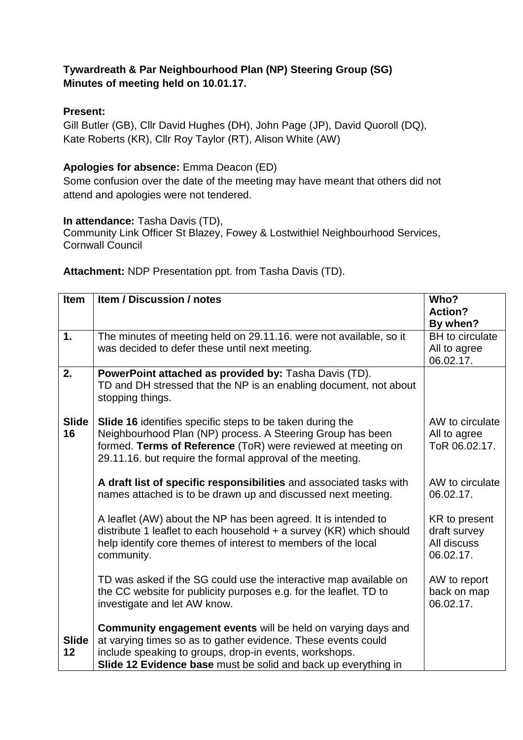**Tywardreath & Par Neighbourhood Plan (NP) Steering Group (SG)**
**Minutes of meeting held on 10.01.17.**

**Present:**
Gill Butler (GB), Cllr David Hughes (DH), John Page (JP), David Quoroll (DQ), Kate Roberts (KR), Cllr Roy Taylor (RT), Alison White (AW)

**Apologies for absence:** Emma Deacon (ED)
Some confusion over the date of the meeting may have meant that others did not attend and apologies were not tendered.

**In attendance:** Tasha Davis (TD),
Community Link Officer St Blazey, Fowey & Lostwithiel Neighbourhood Services, Cornwall Council

**Attachment:** NDP Presentation ppt. from Tasha Davis (TD).

| Item | Item / Discussion / notes | Who? Action? By when? |
|---|---|---|
| **1.** | The minutes of meeting held on 29.11.16. were not available, so it was decided to defer these until next meeting. | BH to circulate All to agree 06.02.17. |
| **2.** | **PowerPoint attached as provided by:** Tasha Davis (TD). TD and DH stressed that the NP is an enabling document, not about stopping things. | |
| **Slide 16** | **Slide 16** identifies specific steps to be taken during the Neighbourhood Plan (NP) process. A Steering Group has been formed. **Terms of Reference** (ToR) were reviewed at meeting on 29.11.16. but require the formal approval of the meeting. | AW to circulate All to agree ToR 06.02.17. |
| | **A draft list of specific responsibilities** and associated tasks with names attached is to be drawn up and discussed next meeting. | AW to circulate 06.02.17. |
| | A leaflet (AW) about the NP has been agreed. It is intended to distribute 1 leaflet to each household + a survey (KR) which should help identify core themes of interest to members of the local community. | KR to present draft survey All discuss 06.02.17. |
| | TD was asked if the SG could use the interactive map available on the CC website for publicity purposes e.g. for the leaflet. TD to investigate and let AW know. | AW to report back on map 06.02.17. |
| **Slide 12** | **Community engagement events** will be held on varying days and at varying times so as to gather evidence. These events could include speaking to groups, drop-in events, workshops. **Slide 12 Evidence base** must be solid and back up everything in | |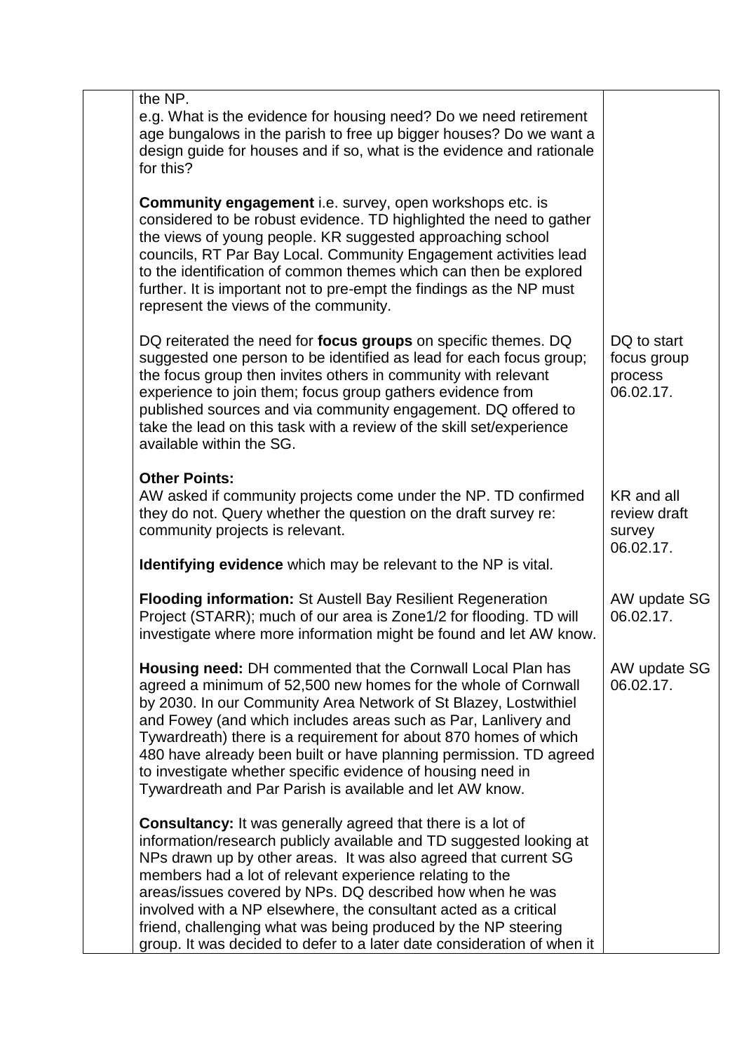| | | |
|---|---|---|
| | the NP.<br>e.g. What is the evidence for housing need? Do we need retirement age bungalows in the parish to free up bigger houses? Do we want a design guide for houses and if so, what is the evidence and rationale for this?<br><br>**Community engagement** i.e. survey, open workshops etc. is considered to be robust evidence. TD highlighted the need to gather the views of young people. KR suggested approaching school councils, RT Par Bay Local. Community Engagement activities lead to the identification of common themes which can then be explored further. It is important not to pre-empt the findings as the NP must represent the views of the community. | |
| | DQ reiterated the need for **focus groups** on specific themes. DQ suggested one person to be identified as lead for each focus group; the focus group then invites others in community with relevant experience to join them; focus group gathers evidence from published sources and via community engagement. DQ offered to take the lead on this task with a review of the skill set/experience available within the SG. | DQ to start focus group process 06.02.17. |
| | **Other Points:**<br>AW asked if community projects come under the NP. TD confirmed they do not. Query whether the question on the draft survey re: community projects is relevant.<br><br>**Identifying evidence** which may be relevant to the NP is vital. | KR and all review draft survey 06.02.17. |
| | **Flooding information:** St Austell Bay Resilient Regeneration Project (STARR); much of our area is Zone1/2 for flooding. TD will investigate where more information might be found and let AW know. | AW update SG 06.02.17. |
| | **Housing need:** DH commented that the Cornwall Local Plan has agreed a minimum of 52,500 new homes for the whole of Cornwall by 2030. In our Community Area Network of St Blazey, Lostwithiel and Fowey (and which includes areas such as Par, Lanlivery and Tywardreath) there is a requirement for about 870 homes of which 480 have already been built or have planning permission. TD agreed to investigate whether specific evidence of housing need in Tywardreath and Par Parish is available and let AW know. | AW update SG 06.02.17. |
| | **Consultancy:** It was generally agreed that there is a lot of information/research publicly available and TD suggested looking at NPs drawn up by other areas. It was also agreed that current SG members had a lot of relevant experience relating to the areas/issues covered by NPs. DQ described how when he was involved with a NP elsewhere, the consultant acted as a critical friend, challenging what was being produced by the NP steering group. It was decided to defer to a later date consideration of when it | |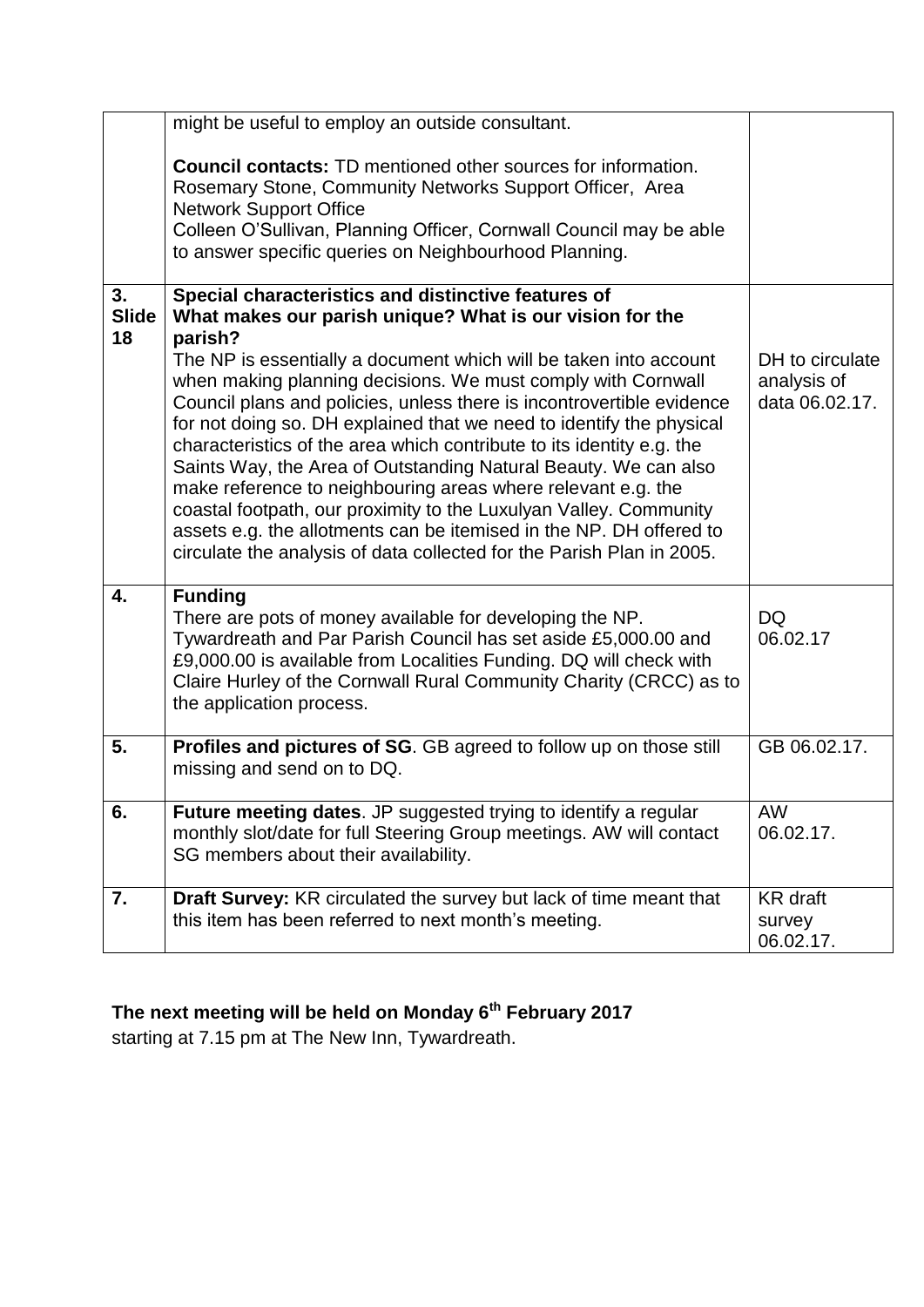| | | |
|---|---|---|
| | might be useful to employ an outside consultant.<br><br>**Council contacts:** TD mentioned other sources for information. Rosemary Stone, Community Networks Support Officer, Area Network Support Office<br>Colleen O'Sullivan, Planning Officer, Cornwall Council may be able to answer specific queries on Neighbourhood Planning. | |
| **3. Slide 18** | **Special characteristics and distinctive features of**<br>**What makes our parish unique? What is our vision for the parish?**<br>The NP is essentially a document which will be taken into account when making planning decisions. We must comply with Cornwall Council plans and policies, unless there is incontrovertible evidence for not doing so. DH explained that we need to identify the physical characteristics of the area which contribute to its identity e.g. the Saints Way, the Area of Outstanding Natural Beauty. We can also make reference to neighbouring areas where relevant e.g. the coastal footpath, our proximity to the Luxulyan Valley. Community assets e.g. the allotments can be itemised in the NP. DH offered to circulate the analysis of data collected for the Parish Plan in 2005. | DH to circulate analysis of data 06.02.17. |
| **4.** | **Funding**<br>There are pots of money available for developing the NP. Tywardreath and Par Parish Council has set aside £5,000.00 and £9,000.00 is available from Localities Funding. DQ will check with Claire Hurley of the Cornwall Rural Community Charity (CRCC) as to the application process. | DQ 06.02.17 |
| **5.** | **Profiles and pictures of SG**. GB agreed to follow up on those still missing and send on to DQ. | GB 06.02.17. |
| **6.** | **Future meeting dates**. JP suggested trying to identify a regular monthly slot/date for full Steering Group meetings. AW will contact SG members about their availability. | AW 06.02.17. |
| **7.** | **Draft Survey:** KR circulated the survey but lack of time meant that this item has been referred to next month's meeting. | KR draft survey 06.02.17. |

**The next meeting will be held on Monday 6th February 2017**
starting at 7.15 pm at The New Inn, Tywardreath.